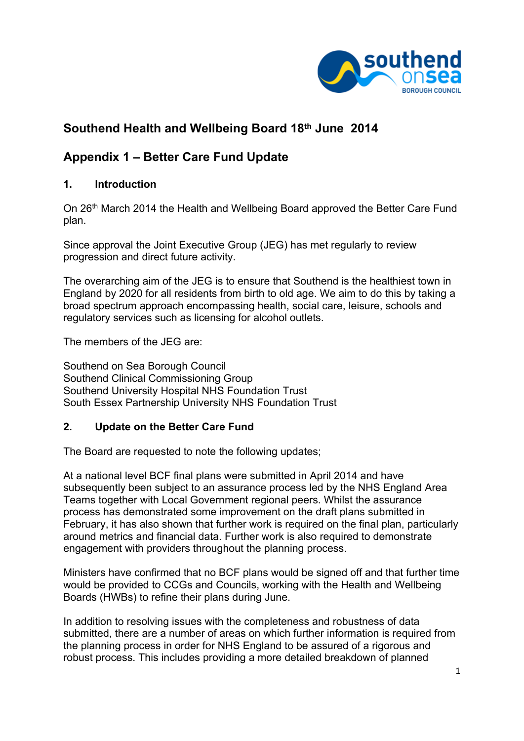# Southend Health and Wellbeing Board 18th June 2014

## Appendix 1 – Better Care Fund Update

### 1. Introduction

On 26th March 2014 the Health and Wellbeing Board approved the Better Care Fund plan.

Since approval the Joint Executive Group (JEG) has met regularly to review progression and direct future activity.

The overarching aim of the JEG is to ensure that Southend is the healthiest town in England by 2020 for all residents from birth to old age. We aim to do this by taking a broad spectrum approach encompassing health, social care, leisure, schools and regulatory services such as licensing for alcohol outlets.

The members of the JEG are:

Southend on Sea Borough Council
Southend Clinical Commissioning Group
Southend University Hospital NHS Foundation Trust
South Essex Partnership University NHS Foundation Trust

### 2. Update on the Better Care Fund

The Board are requested to note the following updates;

At a national level BCF final plans were submitted in April 2014 and have subsequently been subject to an assurance process led by the NHS England Area Teams together with Local Government regional peers. Whilst the assurance process has demonstrated some improvement on the draft plans submitted in February, it has also shown that further work is required on the final plan, particularly around metrics and financial data. Further work is also required to demonstrate engagement with providers throughout the planning process.

Ministers have confirmed that no BCF plans would be signed off and that further time would be provided to CCGs and Councils, working with the Health and Wellbeing Boards (HWBs) to refine their plans during June.

In addition to resolving issues with the completeness and robustness of data submitted, there are a number of areas on which further information is required from the planning process in order for NHS England to be assured of a rigorous and robust process. This includes providing a more detailed breakdown of planned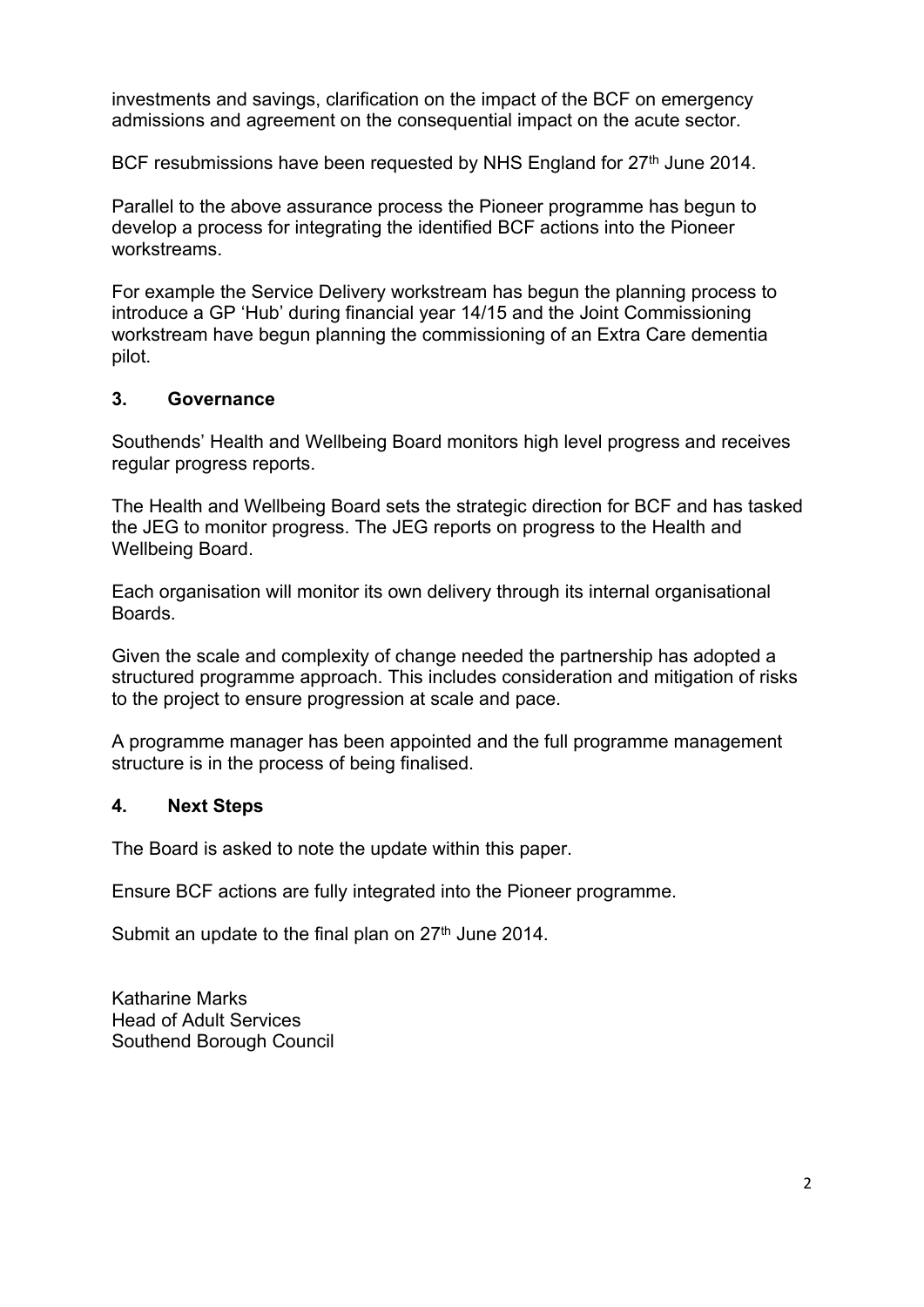investments and savings, clarification on the impact of the BCF on emergency admissions and agreement on the consequential impact on the acute sector.

BCF resubmissions have been requested by NHS England for 27th June 2014.

Parallel to the above assurance process the Pioneer programme has begun to develop a process for integrating the identified BCF actions into the Pioneer workstreams.

For example the Service Delivery workstream has begun the planning process to introduce a GP 'Hub' during financial year 14/15 and the Joint Commissioning workstream have begun planning the commissioning of an Extra Care dementia pilot.

## 3. Governance

Southends' Health and Wellbeing Board monitors high level progress and receives regular progress reports.

The Health and Wellbeing Board sets the strategic direction for BCF and has tasked the JEG to monitor progress. The JEG reports on progress to the Health and Wellbeing Board.

Each organisation will monitor its own delivery through its internal organisational Boards.

Given the scale and complexity of change needed the partnership has adopted a structured programme approach. This includes consideration and mitigation of risks to the project to ensure progression at scale and pace.

A programme manager has been appointed and the full programme management structure is in the process of being finalised.

## 4. Next Steps

The Board is asked to note the update within this paper.

Ensure BCF actions are fully integrated into the Pioneer programme.

Submit an update to the final plan on 27th June 2014.

Katharine Marks
Head of Adult Services
Southend Borough Council